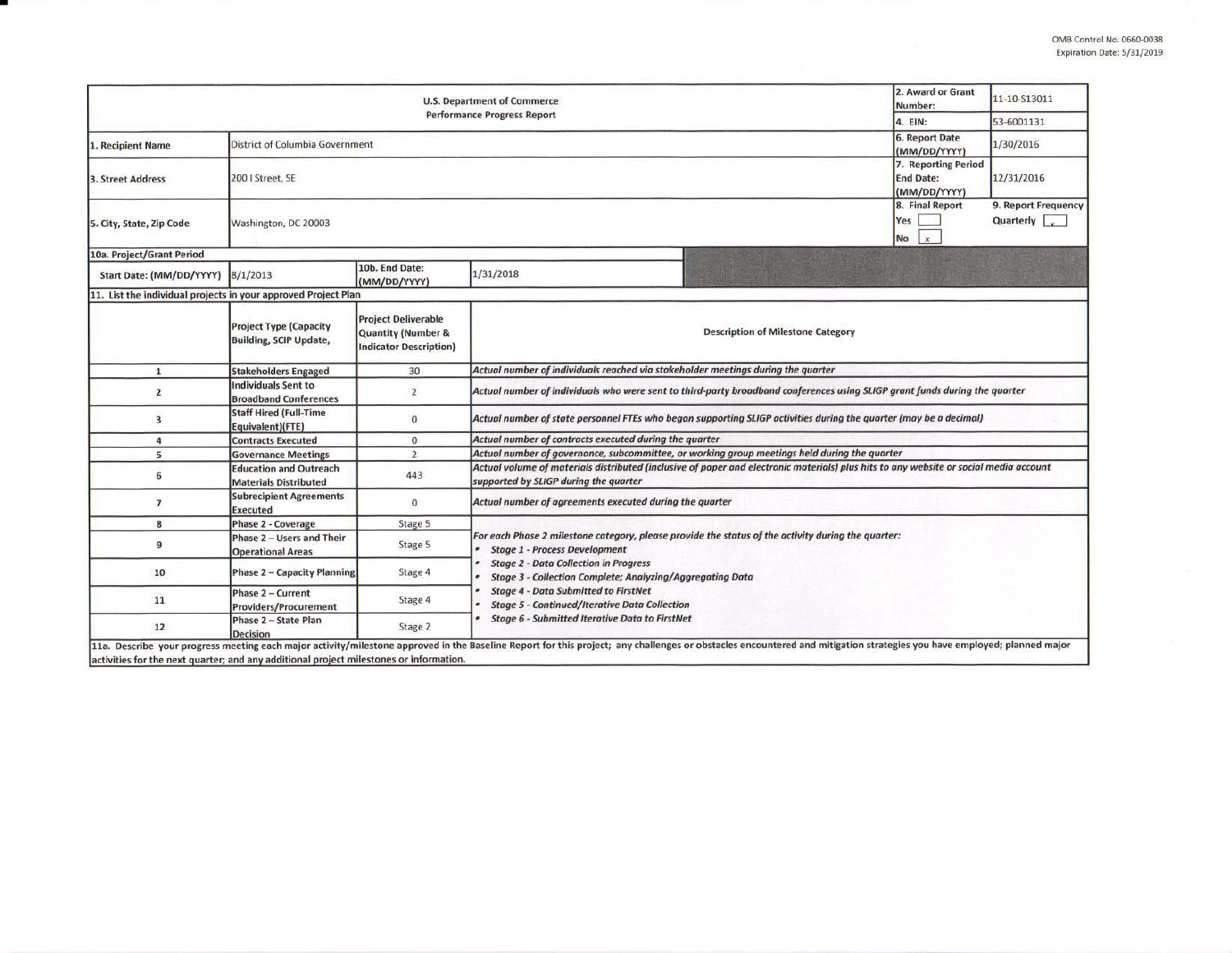OMB Control No. 0660-0038
Expiration Date: 5/31/2019

| U.S. Department of Commerce<br>Performance Progress Report | | | | 2. Award or Grant Number: | 11-10-S13011 |
|---|---|---|---|---|---|
| | | | | 4. EIN: | 53-6001131 |
| 1. Recipient Name | District of Columbia Government | | | 6. Report Date (MM/DD/YYYY) | 1/30/2016 |
| 3. Street Address | 200 I Street, SE | | | 7. Reporting Period End Date: (MM/DD/YYYY) | 12/31/2016 |
| 5. City, State, Zip Code | Washington, DC 20003 | | | 8. Final Report<br>Yes [ ]<br>No [x] | 9. Report Frequency<br>Quarterly [x] |
| 10a. Project/Grant Period | | | | | |
| Start Date: (MM/DD/YYYY) | 8/1/2013 | 10b. End Date: (MM/DD/YYYY) | 1/31/2018 | | |

11. List the individual projects in your approved Project Plan

| | Project Type (Capacity Building, SCIP Update, | Project Deliverable Quantity (Number & Indicator Description) | Description of Milestone Category |
|---|---|---|---|
| 1 | Stakeholders Engaged | 30 | *Actual number of individuals reached via stakeholder meetings during the quarter* |
| 2 | Individuals Sent to Broadband Conferences | 2 | *Actual number of individuals who were sent to third-party broadband conferences using SLIGP grant funds during the quarter* |
| 3 | Staff Hired (Full-Time Equivalent)(FTE) | 0 | *Actual number of state personnel FTEs who began supporting SLIGP activities during the quarter (may be a decimal)* |
| 4 | Contracts Executed | 0 | *Actual number of contracts executed during the quarter* |
| 5 | Governance Meetings | 2 | *Actual number of governance, subcommittee, or working group meetings held during the quarter* |
| 6 | Education and Outreach Materials Distributed | 443 | *Actual volume of materials distributed (inclusive of paper and electronic materials) plus hits to any website or social media account supported by SLIGP during the quarter* |
| 7 | Subrecipient Agreements Executed | 0 | *Actual number of agreements executed during the quarter* |
| 8 | Phase 2 - Coverage | Stage 5 | *For each Phase 2 milestone category, please provide the status of the activity during the quarter:*<br>• *Stage 1 - Process Development*<br>• *Stage 2 - Data Collection in Progress*<br>• *Stage 3 - Collection Complete; Analyzing/Aggregating Data*<br>• *Stage 4 - Data Submitted to FirstNet*<br>• *Stage 5 - Continued/Iterative Data Collection*<br>• *Stage 6 - Submitted Iterative Data to FirstNet* |
| 9 | Phase 2 – Users and Their Operational Areas | Stage 5 | |
| 10 | Phase 2 – Capacity Planning | Stage 4 | |
| 11 | Phase 2 – Current Providers/Procurement | Stage 4 | |
| 12 | Phase 2 – State Plan Decision | Stage 2 | |

11a. Describe your progress meeting each major activity/milestone approved in the Baseline Report for this project; any challenges or obstacles encountered and mitigation strategies you have employed; planned major activities for the next quarter; and any additional project milestones or information.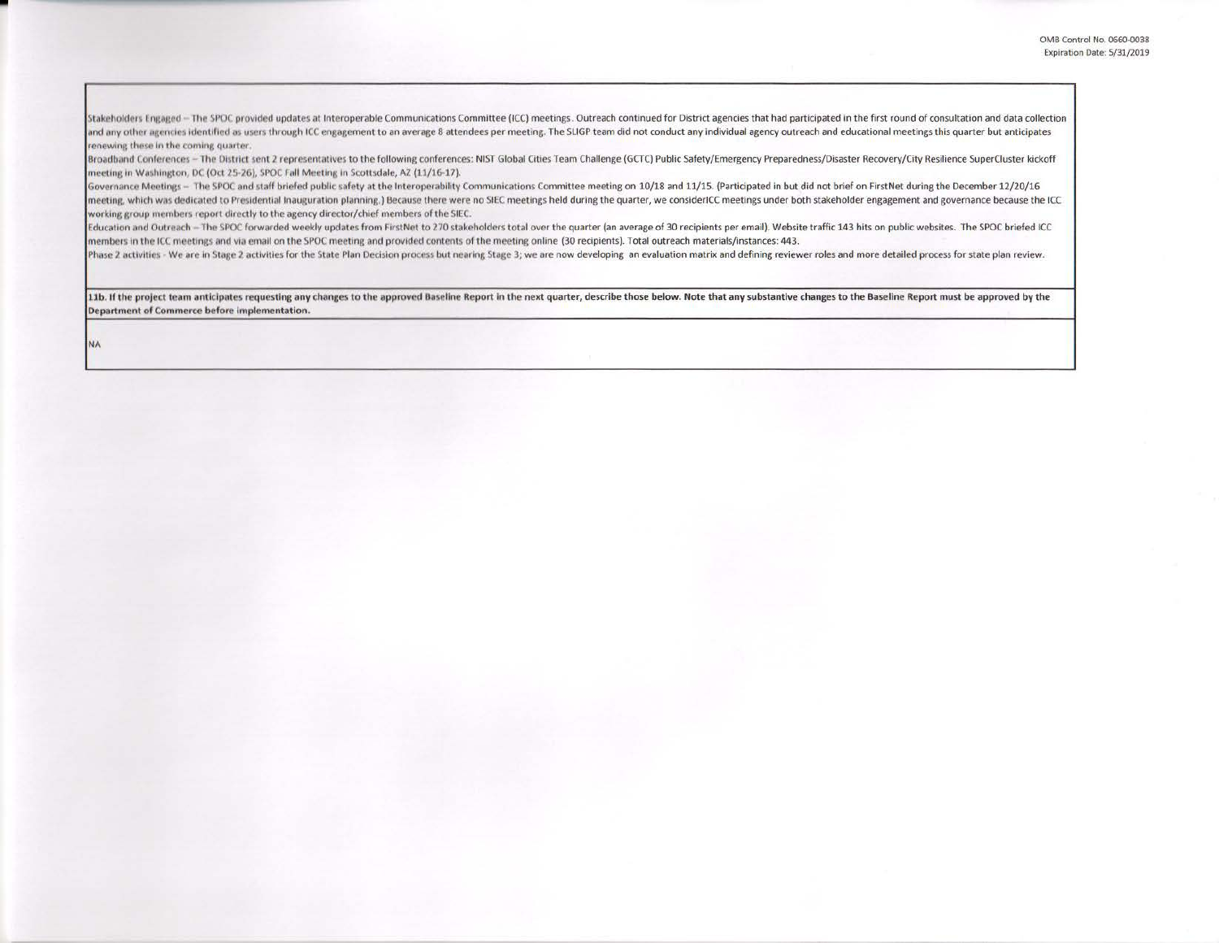Stakeholders Engaged – The SPOC provided updates at Interoperable Communications Committee (ICC) meetings. Outreach continued for District agencies that had participated in the first round of consultation and data collection and any other agencies identified as users through ICC engagement to an average 8 attendees per meeting. The SLIGP team did not conduct any individual agency outreach and educational meetings this quarter but anticipates renewing these in the coming quarter.

Broadband Conferences – The District sent 2 representatives to the following conferences: NIST Global Cities Team Challenge (GCTC) Public Safety/Emergency Preparedness/Disaster Recovery/City Resilience SuperCluster kickoff meeting in Washington, DC (Oct 25-26), SPOC Fall Meeting in Scottsdale, AZ (11/16-17).

Governance Meetings – The SPOC and staff briefed public safety at the Interoperability Communications Committee meeting on 10/18 and 11/15. (Participated in but did not brief on FirstNet during the December 12/20/16 meeting, which was dedicated to Presidential Inauguration planning.) Because there were no SIEC meetings held during the quarter, we considerICC meetings under both stakeholder engagement and governance because the ICC working group members report directly to the agency director/chief members of the SIEC.

Education and Outreach – The SPOC forwarded weekly updates from FirstNet to 270 stakeholders total over the quarter (an average of 30 recipients per email). Website traffic 143 hits on public websites. The SPOC briefed ICC members in the ICC meetings and via email on the SPOC meeting and provided contents of the meeting online (30 recipients). Total outreach materials/instances: 443.

Phase 2 activities - We are in Stage 2 activities for the State Plan Decision process but nearing Stage 3; we are now developing an evaluation matrix and defining reviewer roles and more detailed process for state plan review.

**11b. If the project team anticipates requesting any changes to the approved Baseline Report in the next quarter, describe those below. Note that any substantive changes to the Baseline Report must be approved by the Department of Commerce before implementation.**

NA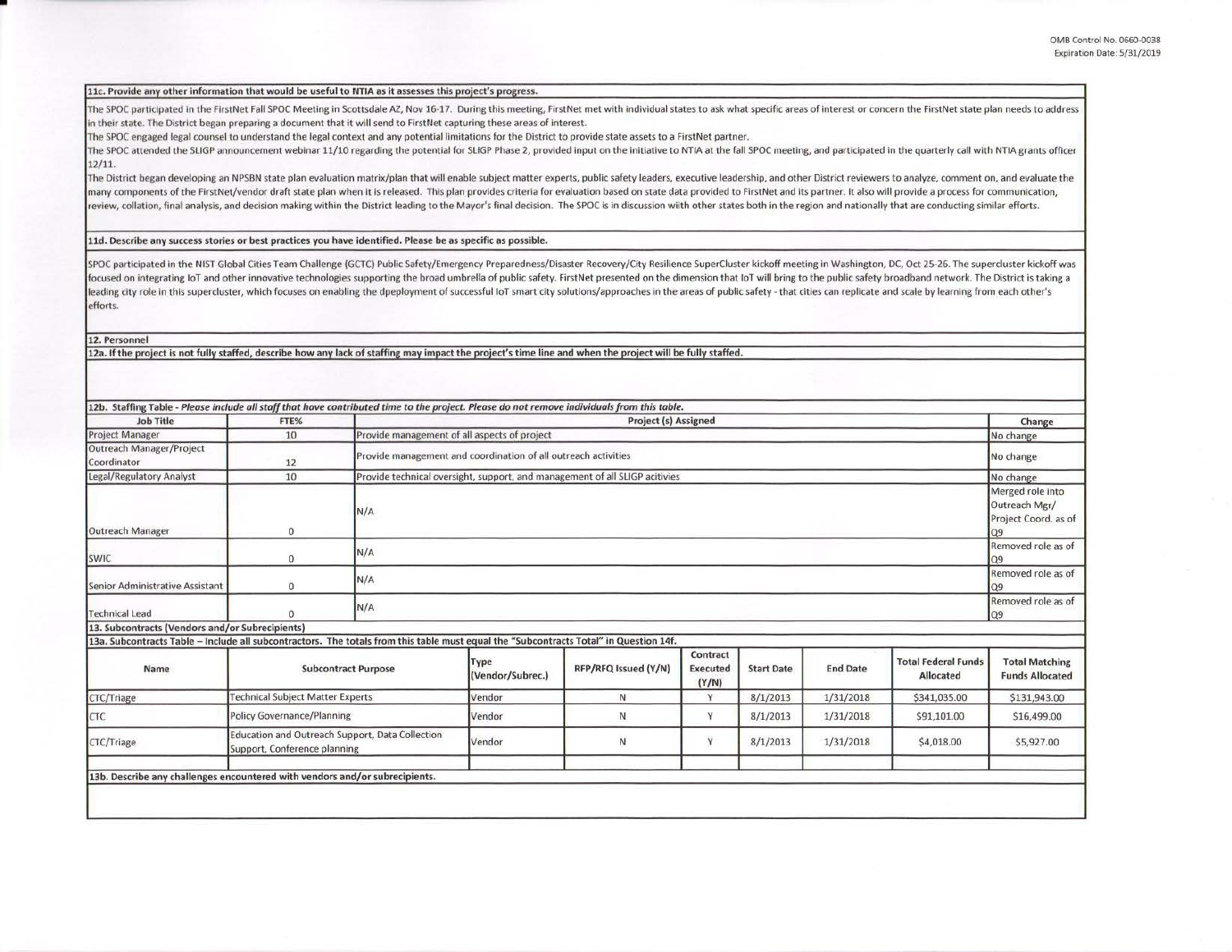**11c. Provide any other information that would be useful to NTIA as it assesses this project's progress.**

The SPOC participated in the FirstNet Fall SPOC Meeting in Scottsdale AZ, Nov 16-17. During this meeting, FirstNet met with individual states to ask what specific areas of interest or concern the FirstNet state plan needs to address in their state. The District began preparing a document that it will send to FirstNet capturing these areas of interest.

The SPOC engaged legal counsel to understand the legal context and any potential limitations for the District to provide state assets to a FirstNet partner.

The SPOC attended the SLIGP announcement webinar 11/10 regarding the potential for SLIGP Phase 2, provided input on the initiative to NTIA at the fall SPOC meeting, and participated in the quarterly call with NTIA grants officer 12/11.

The District began developing an NPSBN state plan evaluation matrix/plan that will enable subject matter experts, public safety leaders, executive leadership, and other District reviewers to analyze, comment on, and evaluate the many components of the FirstNet/vendor draft state plan when it is released. This plan provides criteria for evaluation based on state data provided to FirstNet and its partner. It also will provide a process for communication, review, collation, final analysis, and decision making within the District leading to the Mayor's final decision. The SPOC is in discussion with other states both in the region and nationally that are conducting similar efforts.

**11d. Describe any success stories or best practices you have identified. Please be as specific as possible.**

SPOC participated in the NIST Global Cities Team Challenge (GCTC) Public Safety/Emergency Preparedness/Disaster Recovery/City Resilience SuperCluster kickoff meeting in Washington, DC, Oct 25-26. The supercluster kickoff was focused on integrating IoT and other innovative technologies supporting the broad umbrella of public safety. FirstNet presented on the dimension that IoT will bring to the public safety broadband network. The District is taking a leading city role in this supercluster, which focuses on enabling the dpeployment of successful IoT smart city solutions/approaches in the areas of public safety - that cities can replicate and scale by learning from each other's efforts.

**12. Personnel**

**12a. If the project is not fully staffed, describe how any lack of staffing may impact the project's time line and when the project will be fully staffed.**

**12b. Staffing Table** - *Please include all staff that have contributed time to the project. Please do not remove individuals from this table.*

| Job Title | FTE% | Project (s) Assigned | Change |
|---|---|---|---|
| Project Manager | 10 | Provide management of all aspects of project | No change |
| Outreach Manager/Project Coordinator | 12 | Provide management and coordination of all outreach activities | No change |
| Legal/Regulatory Analyst | 10 | Provide technical oversight, support, and management of all SLIGP acitivies | No change |
| Outreach Manager | 0 | N/A | Merged role into Outreach Mgr/ Project Coord. as of Q9 |
| SWIC | 0 | N/A | Removed role as of Q9 |
| Senior Administrative Assistant | 0 | N/A | Removed role as of Q9 |
| Technical Lead | 0 | N/A | Removed role as of Q9 |

**13. Subcontracts (Vendors and/or Subrecipients)**

**13a. Subcontracts Table – Include all subcontractors. The totals from this table must equal the "Subcontracts Total" in Question 14f.**

| Name | Subcontract Purpose | Type (Vendor/Subrec.) | RFP/RFQ Issued (Y/N) | Contract Executed (Y/N) | Start Date | End Date | Total Federal Funds Allocated | Total Matching Funds Allocated |
|---|---|---|---|---|---|---|---|---|
| CTC/Triage | Technical Subject Matter Experts | Vendor | N | Y | 8/1/2013 | 1/31/2018 | $341,035.00 | $131,943.00 |
| CTC | Policy Governance/Planning | Vendor | N | Y | 8/1/2013 | 1/31/2018 | $91,101.00 | $16,499.00 |
| CTC/Triage | Education and Outreach Support, Data Collection Support, Conference planning | Vendor | N | Y | 8/1/2013 | 1/31/2018 | $4,018.00 | $5,927.00 |
| | | | | | | | | |

**13b. Describe any challenges encountered with vendors and/or subrecipients.**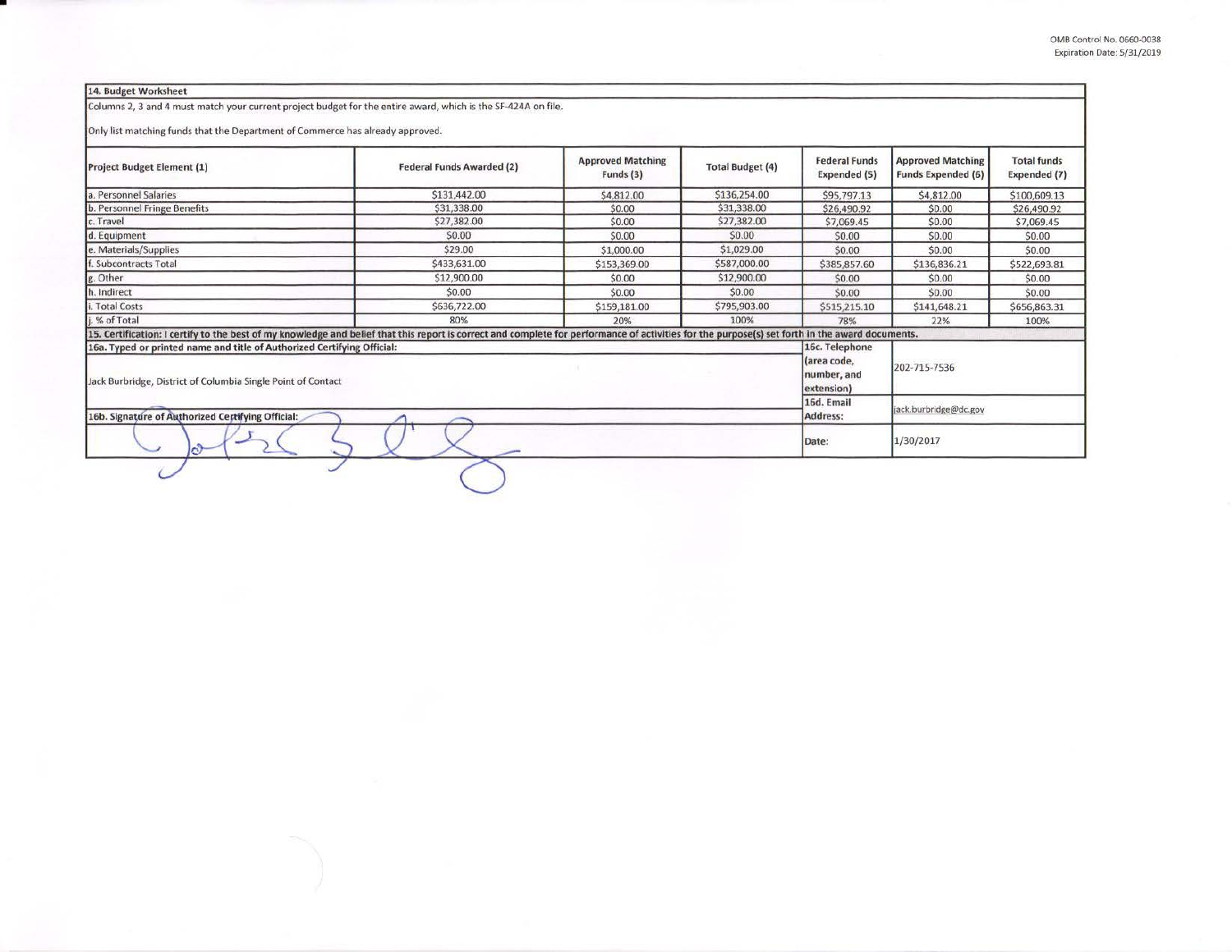OMB Control No. 0660-0038
Expiration Date: 5/31/2019

## 14. Budget Worksheet

Columns 2, 3 and 4 must match your current project budget for the entire award, which is the SF-424A on file.

Only list matching funds that the Department of Commerce has already approved.

| Project Budget Element (1) | Federal Funds Awarded (2) | Approved Matching Funds (3) | Total Budget (4) | Federal Funds Expended (5) | Approved Matching Funds Expended (6) | Total funds Expended (7) |
|---|---|---|---|---|---|---|
| a. Personnel Salaries | $131,442.00 | $4,812.00 | $136,254.00 | $95,797.13 | $4,812.00 | $100,609.13 |
| b. Personnel Fringe Benefits | $31,338.00 | $0.00 | $31,338.00 | $26,490.92 | $0.00 | $26,490.92 |
| c. Travel | $27,382.00 | $0.00 | $27,382.00 | $7,069.45 | $0.00 | $7,069.45 |
| d. Equipment | $0.00 | $0.00 | $0.00 | $0.00 | $0.00 | $0.00 |
| e. Materials/Supplies | $29.00 | $1,000.00 | $1,029.00 | $0.00 | $0.00 | $0.00 |
| f. Subcontracts Total | $433,631.00 | $153,369.00 | $587,000.00 | $385,857.60 | $136,836.21 | $522,693.81 |
| g. Other | $12,900.00 | $0.00 | $12,900.00 | $0.00 | $0.00 | $0.00 |
| h. Indirect | $0.00 | $0.00 | $0.00 | $0.00 | $0.00 | $0.00 |
| i. Total Costs | $636,722.00 | $159,181.00 | $795,903.00 | $515,215.10 | $141,648.21 | $656,863.31 |
| j. % of Total | 80% | 20% | 100% | 78% | 22% | 100% |

**15. Certification:** I certify to the best of my knowledge and belief that this report is correct and complete for performance of activities for the purpose(s) set forth in the award documents.

| | | |
|---|---|---|
| **16a. Typed or printed name and title of Authorized Certifying Official:** Jack Burbridge, District of Columbia Single Point of Contact | 16c. Telephone (area code, number, and extension) | 202-715-7536 |
| **16b. Signature of Authorized Certifying Official:** | 16d. Email Address: | jack.burbridge@dc.gov |
| | Date: | 1/30/2017 |